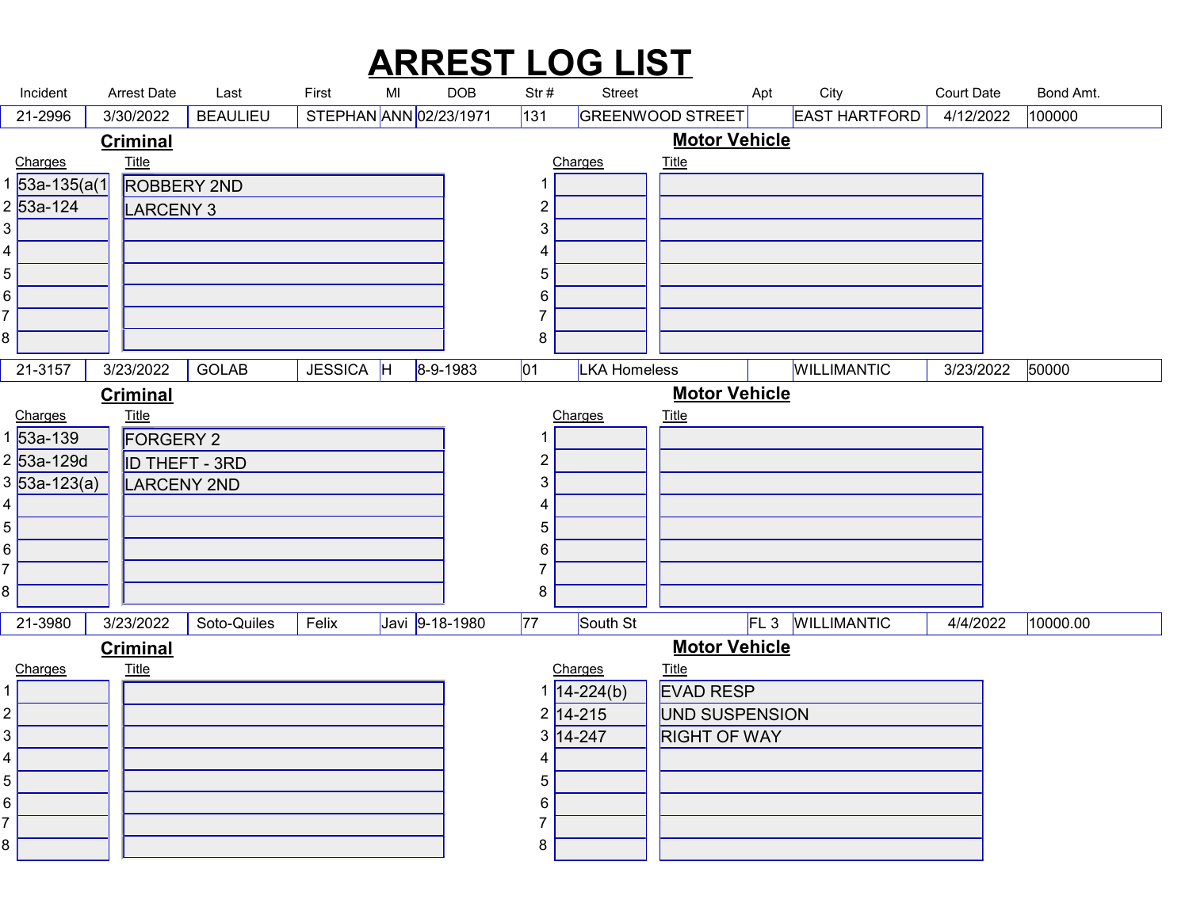# ARREST LOG LIST

| Incident | Arrest Date | Last | First | MI | DOB | Str # | Street | Apt | City | Court Date | Bond Amt. |
|---|---|---|---|---|---|---|---|---|---|---|---|
| 21-2996 | 3/30/2022 | BEAULIEU | STEPHAN | ANN | 02/23/1971 | 131 | GREENWOOD STREET | | EAST HARTFORD | 4/12/2022 | 100000 |

**Criminal**

| | Charges | Title |
|---|---|---|
| 1 | 53a-135(a(1 | ROBBERY 2ND |
| 2 | 53a-124 | LARCENY 3 |
| 3 | | |
| 4 | | |
| 5 | | |
| 6 | | |
| 7 | | |
| 8 | | |

**Motor Vehicle**

| | Charges | Title |
|---|---|---|
| 1 | | |
| 2 | | |
| 3 | | |
| 4 | | |
| 5 | | |
| 6 | | |
| 7 | | |
| 8 | | |

| Incident | Arrest Date | Last | First | MI | DOB | Str # | Street | Apt | City | Court Date | Bond Amt. |
|---|---|---|---|---|---|---|---|---|---|---|---|
| 21-3157 | 3/23/2022 | GOLAB | JESSICA | H | 8-9-1983 | 01 | LKA Homeless | | WILLIMANTIC | 3/23/2022 | 50000 |

**Criminal**

| | Charges | Title |
|---|---|---|
| 1 | 53a-139 | FORGERY 2 |
| 2 | 53a-129d | ID THEFT - 3RD |
| 3 | 53a-123(a) | LARCENY 2ND |
| 4 | | |
| 5 | | |
| 6 | | |
| 7 | | |
| 8 | | |

**Motor Vehicle**

| | Charges | Title |
|---|---|---|
| 1 | | |
| 2 | | |
| 3 | | |
| 4 | | |
| 5 | | |
| 6 | | |
| 7 | | |
| 8 | | |

| Incident | Arrest Date | Last | First | MI | DOB | Str # | Street | Apt | City | Court Date | Bond Amt. |
|---|---|---|---|---|---|---|---|---|---|---|---|
| 21-3980 | 3/23/2022 | Soto-Quiles | Felix | Javi | 9-18-1980 | 77 | South St | FL 3 | WILLIMANTIC | 4/4/2022 | 10000.00 |

**Criminal**

| | Charges | Title |
|---|---|---|
| 1 | | |
| 2 | | |
| 3 | | |
| 4 | | |
| 5 | | |
| 6 | | |
| 7 | | |
| 8 | | |

**Motor Vehicle**

| | Charges | Title |
|---|---|---|
| 1 | 14-224(b) | EVAD RESP |
| 2 | 14-215 | UND SUSPENSION |
| 3 | 14-247 | RIGHT OF WAY |
| 4 | | |
| 5 | | |
| 6 | | |
| 7 | | |
| 8 | | |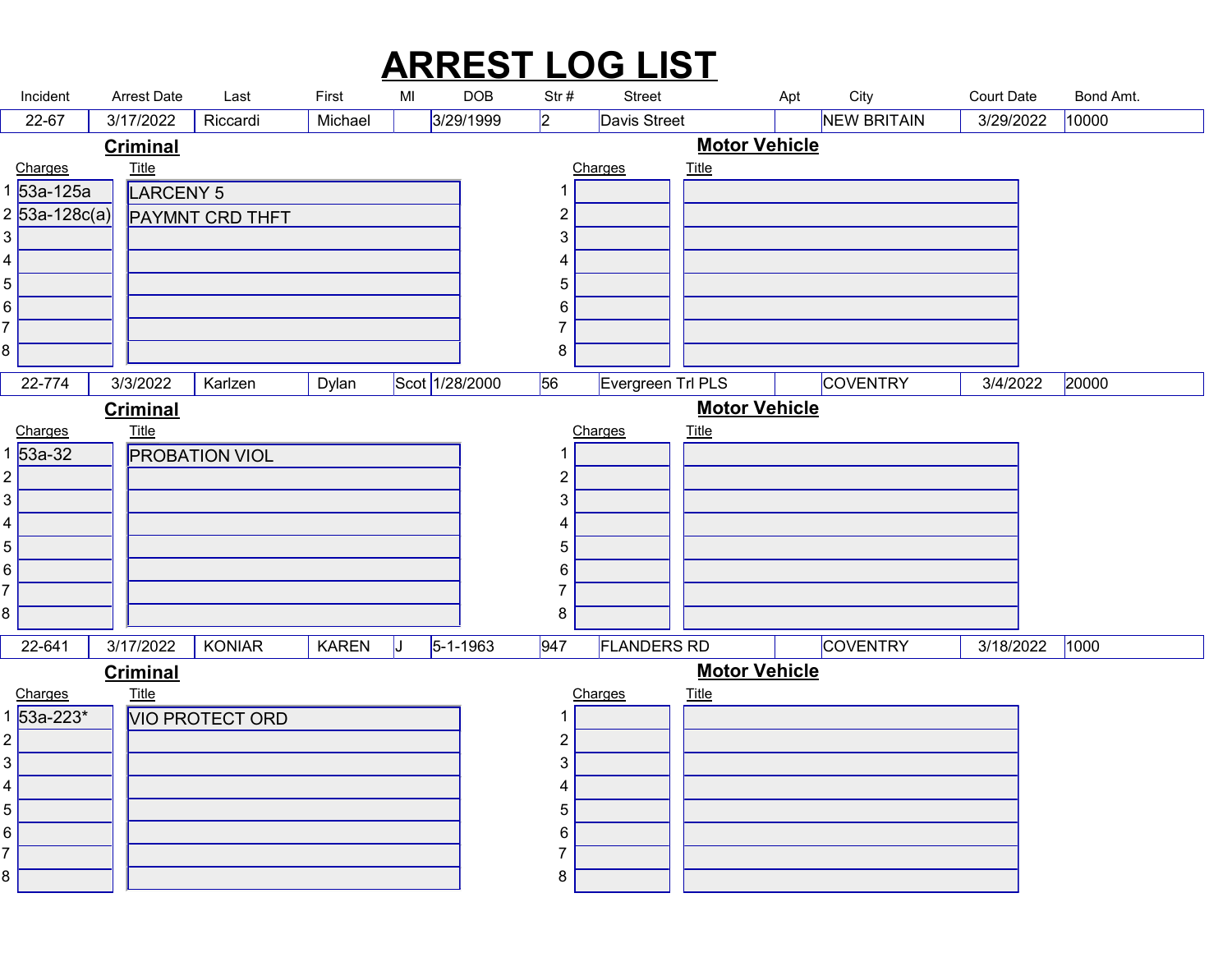# ARREST LOG LIST

| Incident | Arrest Date | Last | First | MI | DOB | Str # | Street | Apt | City | Court Date | Bond Amt. |
|---|---|---|---|---|---|---|---|---|---|---|---|
| 22-67 | 3/17/2022 | Riccardi | Michael | | 3/29/1999 | 2 | Davis Street | | NEW BRITAIN | 3/29/2022 | 10000 |

**Criminal**

| | Charges | Title |
|---|---|---|
| 1 | 53a-125a | LARCENY 5 |
| 2 | 53a-128c(a) | PAYMNT CRD THFT |
| 3 | | |
| 4 | | |
| 5 | | |
| 6 | | |
| 7 | | |
| 8 | | |

**Motor Vehicle**

| | Charges | Title |
|---|---|---|
| 1 | | |
| 2 | | |
| 3 | | |
| 4 | | |
| 5 | | |
| 6 | | |
| 7 | | |
| 8 | | |

| Incident | Arrest Date | Last | First | MI | DOB | Str # | Street | Apt | City | Court Date | Bond Amt. |
|---|---|---|---|---|---|---|---|---|---|---|---|
| 22-774 | 3/3/2022 | Karlzen | Dylan | Scot | 1/28/2000 | 56 | Evergreen Trl PLS | | COVENTRY | 3/4/2022 | 20000 |

**Criminal**

| | Charges | Title |
|---|---|---|
| 1 | 53a-32 | PROBATION VIOL |
| 2 | | |
| 3 | | |
| 4 | | |
| 5 | | |
| 6 | | |
| 7 | | |
| 8 | | |

**Motor Vehicle**

| | Charges | Title |
|---|---|---|
| 1 | | |
| 2 | | |
| 3 | | |
| 4 | | |
| 5 | | |
| 6 | | |
| 7 | | |
| 8 | | |

| Incident | Arrest Date | Last | First | MI | DOB | Str # | Street | Apt | City | Court Date | Bond Amt. |
|---|---|---|---|---|---|---|---|---|---|---|---|
| 22-641 | 3/17/2022 | KONIAR | KAREN | J | 5-1-1963 | 947 | FLANDERS RD | | COVENTRY | 3/18/2022 | 1000 |

**Criminal**

| | Charges | Title |
|---|---|---|
| 1 | 53a-223* | VIO PROTECT ORD |
| 2 | | |
| 3 | | |
| 4 | | |
| 5 | | |
| 6 | | |
| 7 | | |
| 8 | | |

**Motor Vehicle**

| | Charges | Title |
|---|---|---|
| 1 | | |
| 2 | | |
| 3 | | |
| 4 | | |
| 5 | | |
| 6 | | |
| 7 | | |
| 8 | | |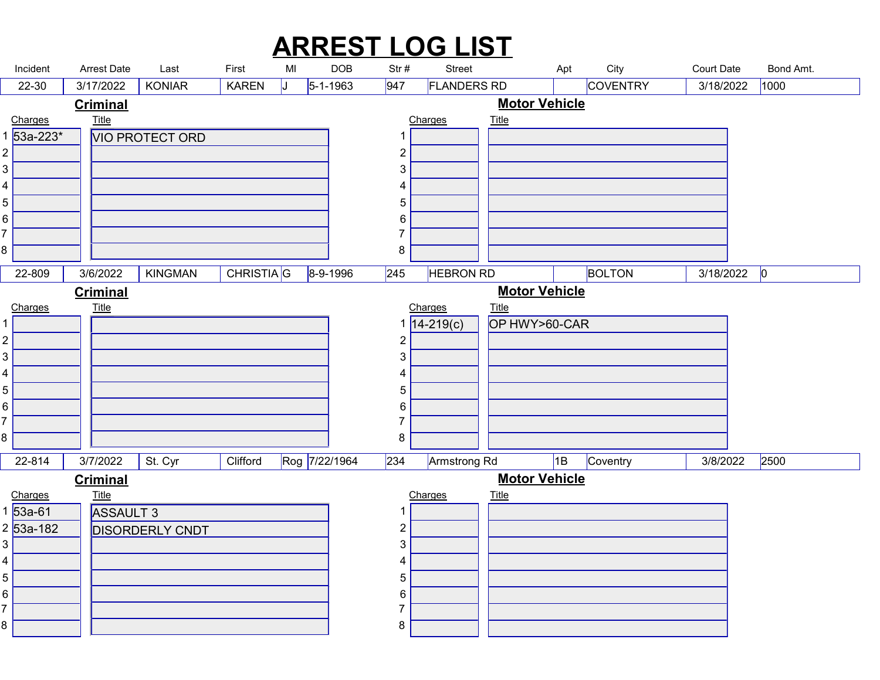# ARREST LOG LIST

| Incident | Arrest Date | Last | First | MI | DOB | Str # | Street | Apt | City | Court Date | Bond Amt. |
|---|---|---|---|---|---|---|---|---|---|---|---|
| 22-30 | 3/17/2022 | KONIAR | KAREN | J | 5-1-1963 | 947 | FLANDERS RD | | COVENTRY | 3/18/2022 | 1000 |

**Criminal**

| | Charges | Title |
|---|---|---|
| 1 | 53a-223* | VIO PROTECT ORD |
| 2 | | |
| 3 | | |
| 4 | | |
| 5 | | |
| 6 | | |
| 7 | | |
| 8 | | |

**Motor Vehicle**

| | Charges | Title |
|---|---|---|
| 1 | | |
| 2 | | |
| 3 | | |
| 4 | | |
| 5 | | |
| 6 | | |
| 7 | | |
| 8 | | |

| Incident | Arrest Date | Last | First | MI | DOB | Str # | Street | Apt | City | Court Date | Bond Amt. |
|---|---|---|---|---|---|---|---|---|---|---|---|
| 22-809 | 3/6/2022 | KINGMAN | CHRISTIA | G | 8-9-1996 | 245 | HEBRON RD | | BOLTON | 3/18/2022 | 0 |

**Criminal**

| | Charges | Title |
|---|---|---|
| 1 | | |
| 2 | | |
| 3 | | |
| 4 | | |
| 5 | | |
| 6 | | |
| 7 | | |
| 8 | | |

**Motor Vehicle**

| | Charges | Title |
|---|---|---|
| 1 | 14-219(c) | OP HWY>60-CAR |
| 2 | | |
| 3 | | |
| 4 | | |
| 5 | | |
| 6 | | |
| 7 | | |
| 8 | | |

| Incident | Arrest Date | Last | First | MI | DOB | Str # | Street | Apt | City | Court Date | Bond Amt. |
|---|---|---|---|---|---|---|---|---|---|---|---|
| 22-814 | 3/7/2022 | St. Cyr | Clifford | Rog | 7/22/1964 | 234 | Armstrong Rd | 1B | Coventry | 3/8/2022 | 2500 |

**Criminal**

| | Charges | Title |
|---|---|---|
| 1 | 53a-61 | ASSAULT 3 |
| 2 | 53a-182 | DISORDERLY CNDT |
| 3 | | |
| 4 | | |
| 5 | | |
| 6 | | |
| 7 | | |
| 8 | | |

**Motor Vehicle**

| | Charges | Title |
|---|---|---|
| 1 | | |
| 2 | | |
| 3 | | |
| 4 | | |
| 5 | | |
| 6 | | |
| 7 | | |
| 8 | | |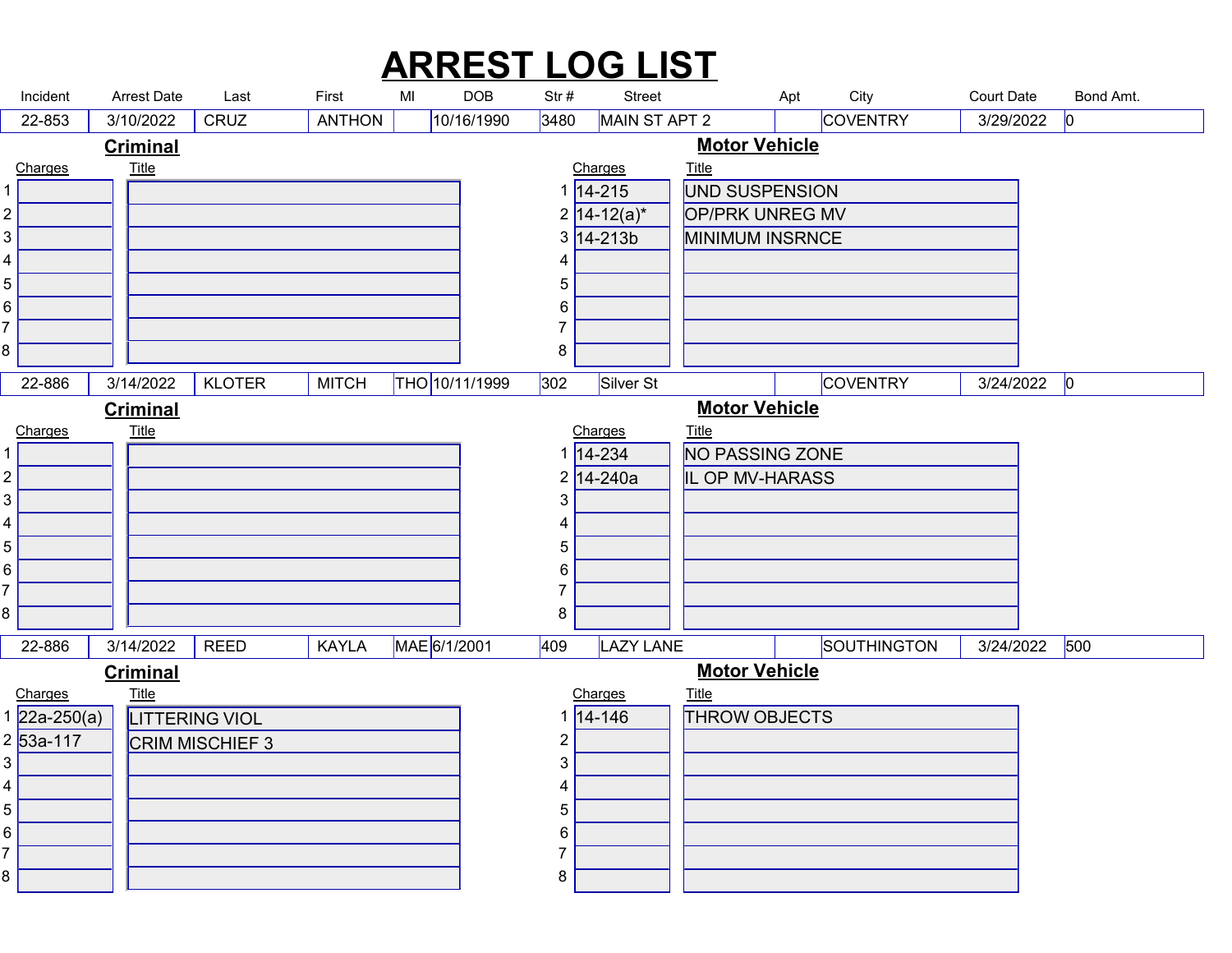# ARREST LOG LIST

| Incident | Arrest Date | Last | First | MI | DOB | Str # | Street | Apt | City | Court Date | Bond Amt. |
|---|---|---|---|---|---|---|---|---|---|---|---|
| 22-853 | 3/10/2022 | CRUZ | ANTHON | | 10/16/1990 | 3480 | MAIN ST APT 2 | | COVENTRY | 3/29/2022 | 0 |

**Criminal**

| | Charges | Title |
|---|---|---|
| 1 | | |
| 2 | | |
| 3 | | |
| 4 | | |
| 5 | | |
| 6 | | |
| 7 | | |
| 8 | | |

**Motor Vehicle**

| | Charges | Title |
|---|---|---|
| 1 | 14-215 | UND SUSPENSION |
| 2 | 14-12(a)* | OP/PRK UNREG MV |
| 3 | 14-213b | MINIMUM INSRNCE |
| 4 | | |
| 5 | | |
| 6 | | |
| 7 | | |
| 8 | | |

| Incident | Arrest Date | Last | First | MI | DOB | Str # | Street | Apt | City | Court Date | Bond Amt. |
|---|---|---|---|---|---|---|---|---|---|---|---|
| 22-886 | 3/14/2022 | KLOTER | MITCH | THO | 10/11/1999 | 302 | Silver St | | COVENTRY | 3/24/2022 | 0 |

**Criminal**

| | Charges | Title |
|---|---|---|
| 1 | | |
| 2 | | |
| 3 | | |
| 4 | | |
| 5 | | |
| 6 | | |
| 7 | | |
| 8 | | |

**Motor Vehicle**

| | Charges | Title |
|---|---|---|
| 1 | 14-234 | NO PASSING ZONE |
| 2 | 14-240a | IL OP MV-HARASS |
| 3 | | |
| 4 | | |
| 5 | | |
| 6 | | |
| 7 | | |
| 8 | | |

| Incident | Arrest Date | Last | First | MI | DOB | Str # | Street | Apt | City | Court Date | Bond Amt. |
|---|---|---|---|---|---|---|---|---|---|---|---|
| 22-886 | 3/14/2022 | REED | KAYLA | MAE | 6/1/2001 | 409 | LAZY LANE | | SOUTHINGTON | 3/24/2022 | 500 |

**Criminal**

| | Charges | Title |
|---|---|---|
| 1 | 22a-250(a) | LITTERING VIOL |
| 2 | 53a-117 | CRIM MISCHIEF 3 |
| 3 | | |
| 4 | | |
| 5 | | |
| 6 | | |
| 7 | | |
| 8 | | |

**Motor Vehicle**

| | Charges | Title |
|---|---|---|
| 1 | 14-146 | THROW OBJECTS |
| 2 | | |
| 3 | | |
| 4 | | |
| 5 | | |
| 6 | | |
| 7 | | |
| 8 | | |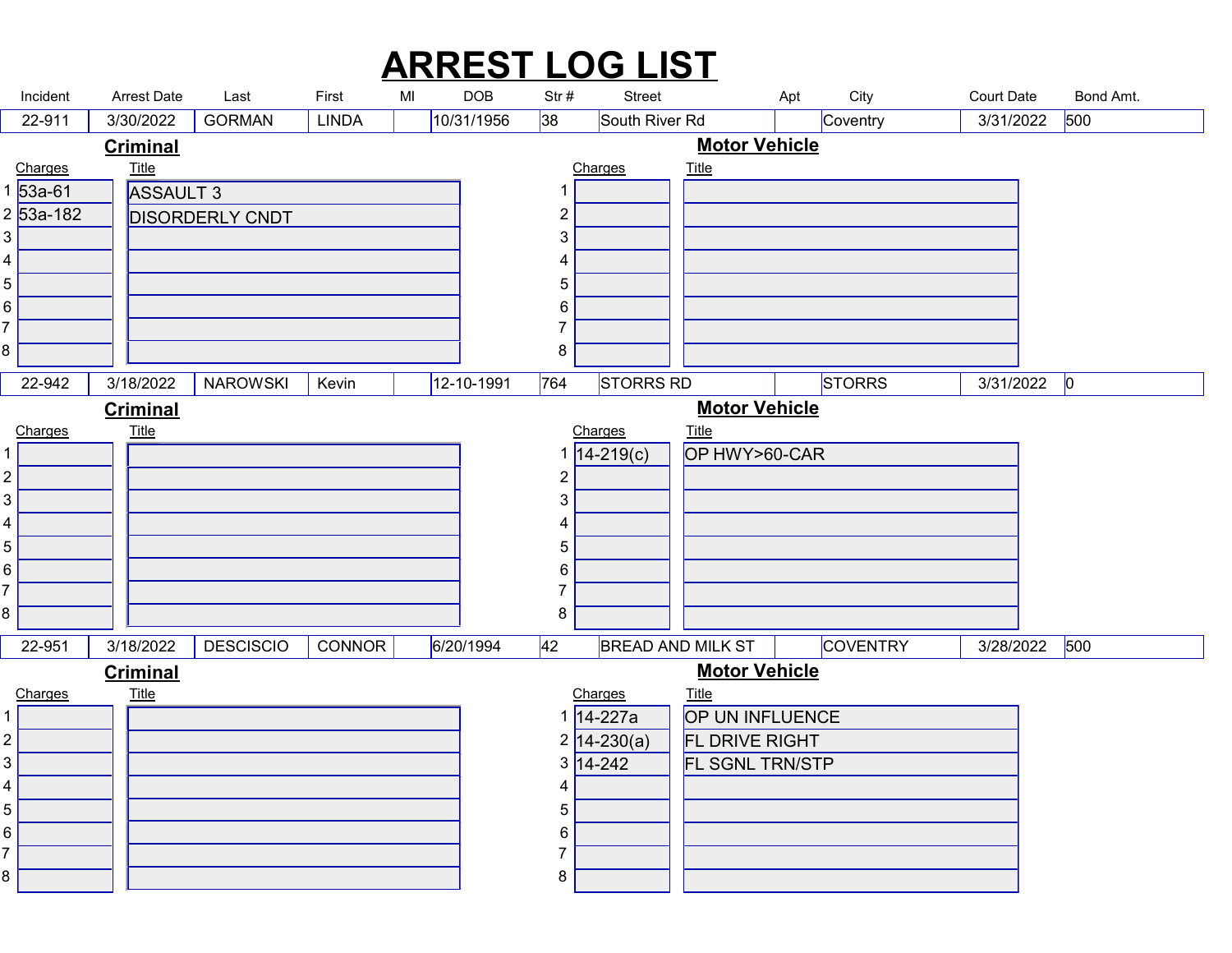# ARREST LOG LIST

| Incident | Arrest Date | Last | First | MI | DOB | Str # | Street | Apt | City | Court Date | Bond Amt. |
|---|---|---|---|---|---|---|---|---|---|---|---|
| 22-911 | 3/30/2022 | GORMAN | LINDA | | 10/31/1956 | 38 | South River Rd | | Coventry | 3/31/2022 | 500 |

**Criminal**

| | Charges | Title |
|---|---|---|
| 1 | 53a-61 | ASSAULT 3 |
| 2 | 53a-182 | DISORDERLY CNDT |
| 3 | | |
| 4 | | |
| 5 | | |
| 6 | | |
| 7 | | |
| 8 | | |

**Motor Vehicle**

| | Charges | Title |
|---|---|---|
| 1 | | |
| 2 | | |
| 3 | | |
| 4 | | |
| 5 | | |
| 6 | | |
| 7 | | |
| 8 | | |

| Incident | Arrest Date | Last | First | MI | DOB | Str # | Street | Apt | City | Court Date | Bond Amt. |
|---|---|---|---|---|---|---|---|---|---|---|---|
| 22-942 | 3/18/2022 | NAROWSKI | Kevin | | 12-10-1991 | 764 | STORRS RD | | STORRS | 3/31/2022 | 0 |

**Criminal**

| | Charges | Title |
|---|---|---|
| 1 | | |
| 2 | | |
| 3 | | |
| 4 | | |
| 5 | | |
| 6 | | |
| 7 | | |
| 8 | | |

**Motor Vehicle**

| | Charges | Title |
|---|---|---|
| 1 | 14-219(c) | OP HWY>60-CAR |
| 2 | | |
| 3 | | |
| 4 | | |
| 5 | | |
| 6 | | |
| 7 | | |
| 8 | | |

| Incident | Arrest Date | Last | First | MI | DOB | Str # | Street | Apt | City | Court Date | Bond Amt. |
|---|---|---|---|---|---|---|---|---|---|---|---|
| 22-951 | 3/18/2022 | DESCISCIO | CONNOR | | 6/20/1994 | 42 | BREAD AND MILK ST | | COVENTRY | 3/28/2022 | 500 |

**Criminal**

| | Charges | Title |
|---|---|---|
| 1 | | |
| 2 | | |
| 3 | | |
| 4 | | |
| 5 | | |
| 6 | | |
| 7 | | |
| 8 | | |

**Motor Vehicle**

| | Charges | Title |
|---|---|---|
| 1 | 14-227a | OP UN INFLUENCE |
| 2 | 14-230(a) | FL DRIVE RIGHT |
| 3 | 14-242 | FL SGNL TRN/STP |
| 4 | | |
| 5 | | |
| 6 | | |
| 7 | | |
| 8 | | |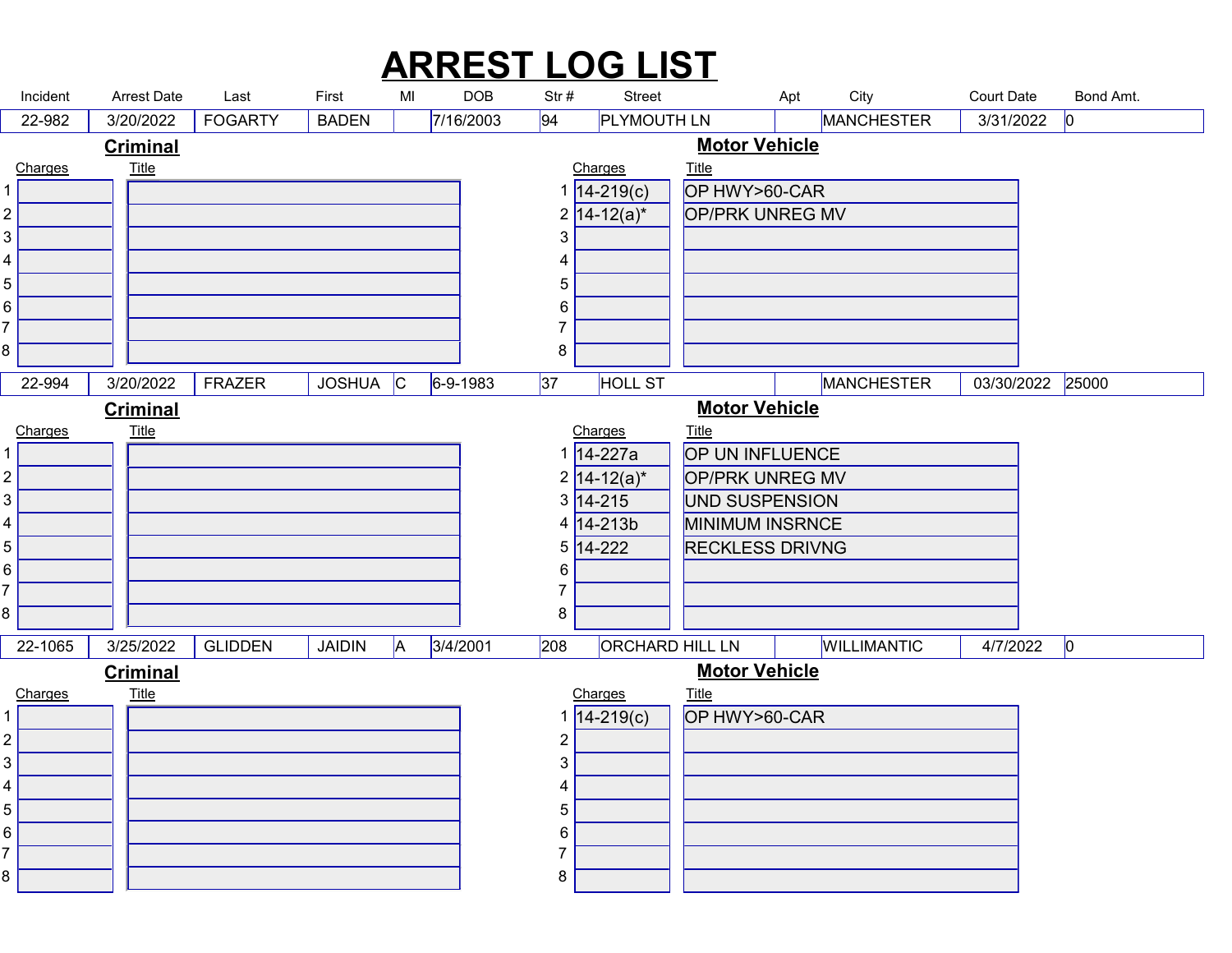# ARREST LOG LIST

| Incident | Arrest Date | Last | First | MI | DOB | Str # | Street | Apt | City | Court Date | Bond Amt. |
|---|---|---|---|---|---|---|---|---|---|---|---|
| 22-982 | 3/20/2022 | FOGARTY | BADEN | | 7/16/2003 | 94 | PLYMOUTH LN | | MANCHESTER | 3/31/2022 | 0 |

**Criminal**

| | Charges | Title |
|---|---|---|
| 1 | | |
| 2 | | |
| 3 | | |
| 4 | | |
| 5 | | |
| 6 | | |
| 7 | | |
| 8 | | |

**Motor Vehicle**

| | Charges | Title |
|---|---|---|
| 1 | 14-219(c) | OP HWY>60-CAR |
| 2 | 14-12(a)* | OP/PRK UNREG MV |
| 3 | | |
| 4 | | |
| 5 | | |
| 6 | | |
| 7 | | |
| 8 | | |

| Incident | Arrest Date | Last | First | MI | DOB | Str # | Street | Apt | City | Court Date | Bond Amt. |
|---|---|---|---|---|---|---|---|---|---|---|---|
| 22-994 | 3/20/2022 | FRAZER | JOSHUA | C | 6-9-1983 | 37 | HOLL ST | | MANCHESTER | 03/30/2022 | 25000 |

**Criminal**

| | Charges | Title |
|---|---|---|
| 1 | | |
| 2 | | |
| 3 | | |
| 4 | | |
| 5 | | |
| 6 | | |
| 7 | | |
| 8 | | |

**Motor Vehicle**

| | Charges | Title |
|---|---|---|
| 1 | 14-227a | OP UN INFLUENCE |
| 2 | 14-12(a)* | OP/PRK UNREG MV |
| 3 | 14-215 | UND SUSPENSION |
| 4 | 14-213b | MINIMUM INSRNCE |
| 5 | 14-222 | RECKLESS DRIVNG |
| 6 | | |
| 7 | | |
| 8 | | |

| Incident | Arrest Date | Last | First | MI | DOB | Str # | Street | Apt | City | Court Date | Bond Amt. |
|---|---|---|---|---|---|---|---|---|---|---|---|
| 22-1065 | 3/25/2022 | GLIDDEN | JAIDIN | A | 3/4/2001 | 208 | ORCHARD HILL LN | | WILLIMANTIC | 4/7/2022 | 0 |

**Criminal**

| | Charges | Title |
|---|---|---|
| 1 | | |
| 2 | | |
| 3 | | |
| 4 | | |
| 5 | | |
| 6 | | |
| 7 | | |
| 8 | | |

**Motor Vehicle**

| | Charges | Title |
|---|---|---|
| 1 | 14-219(c) | OP HWY>60-CAR |
| 2 | | |
| 3 | | |
| 4 | | |
| 5 | | |
| 6 | | |
| 7 | | |
| 8 | | |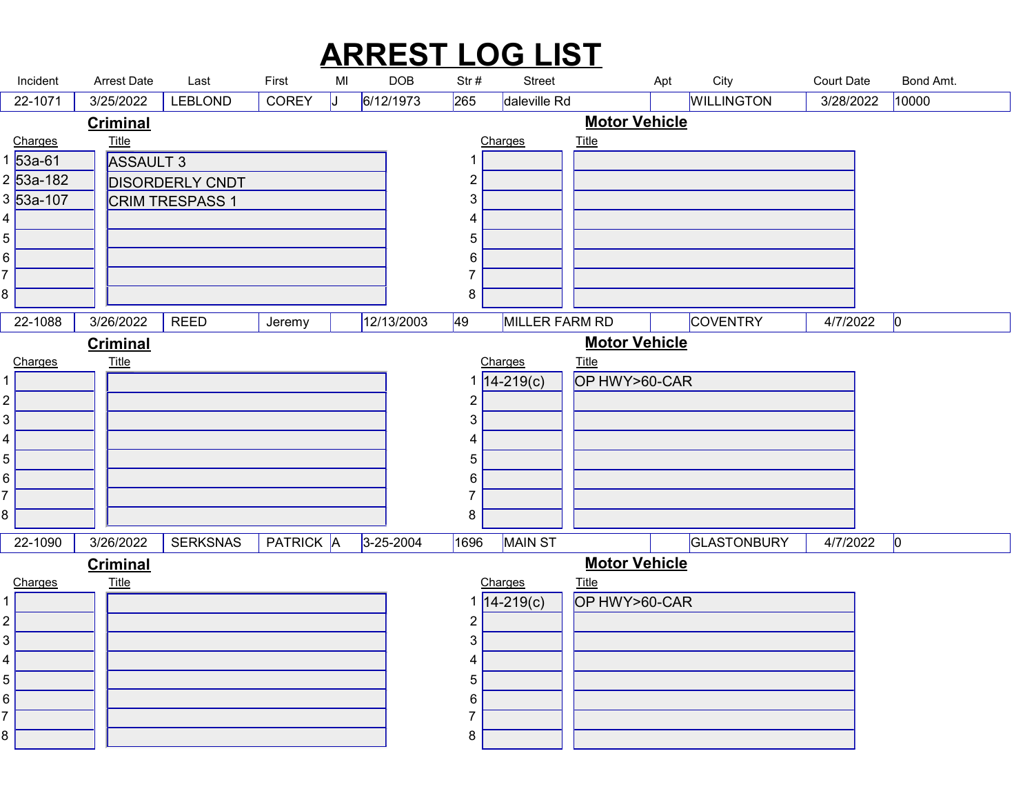# ARREST LOG LIST

| Incident | Arrest Date | Last | First | MI | DOB | Str # | Street | Apt | City | Court Date | Bond Amt. |
|---|---|---|---|---|---|---|---|---|---|---|---|
| 22-1071 | 3/25/2022 | LEBLOND | COREY | J | 6/12/1973 | 265 | daleville Rd | | WILLINGTON | 3/28/2022 | 10000 |

**Criminal**

| | Charges | Title |
|---|---|---|
| 1 | 53a-61 | ASSAULT 3 |
| 2 | 53a-182 | DISORDERLY CNDT |
| 3 | 53a-107 | CRIM TRESPASS 1 |
| 4 | | |
| 5 | | |
| 6 | | |
| 7 | | |
| 8 | | |

**Motor Vehicle**

| | Charges | Title |
|---|---|---|
| 1 | | |
| 2 | | |
| 3 | | |
| 4 | | |
| 5 | | |
| 6 | | |
| 7 | | |
| 8 | | |

| Incident | Arrest Date | Last | First | MI | DOB | Str # | Street | Apt | City | Court Date | Bond Amt. |
|---|---|---|---|---|---|---|---|---|---|---|---|
| 22-1088 | 3/26/2022 | REED | Jeremy | | 12/13/2003 | 49 | MILLER FARM RD | | COVENTRY | 4/7/2022 | 0 |

**Criminal**

| | Charges | Title |
|---|---|---|
| 1 | | |
| 2 | | |
| 3 | | |
| 4 | | |
| 5 | | |
| 6 | | |
| 7 | | |
| 8 | | |

**Motor Vehicle**

| | Charges | Title |
|---|---|---|
| 1 | 14-219(c) | OP HWY>60-CAR |
| 2 | | |
| 3 | | |
| 4 | | |
| 5 | | |
| 6 | | |
| 7 | | |
| 8 | | |

| Incident | Arrest Date | Last | First | MI | DOB | Str # | Street | Apt | City | Court Date | Bond Amt. |
|---|---|---|---|---|---|---|---|---|---|---|---|
| 22-1090 | 3/26/2022 | SERKSNAS | PATRICK | A | 3-25-2004 | 1696 | MAIN ST | | GLASTONBURY | 4/7/2022 | 0 |

**Criminal**

| | Charges | Title |
|---|---|---|
| 1 | | |
| 2 | | |
| 3 | | |
| 4 | | |
| 5 | | |
| 6 | | |
| 7 | | |
| 8 | | |

**Motor Vehicle**

| | Charges | Title |
|---|---|---|
| 1 | 14-219(c) | OP HWY>60-CAR |
| 2 | | |
| 3 | | |
| 4 | | |
| 5 | | |
| 6 | | |
| 7 | | |
| 8 | | |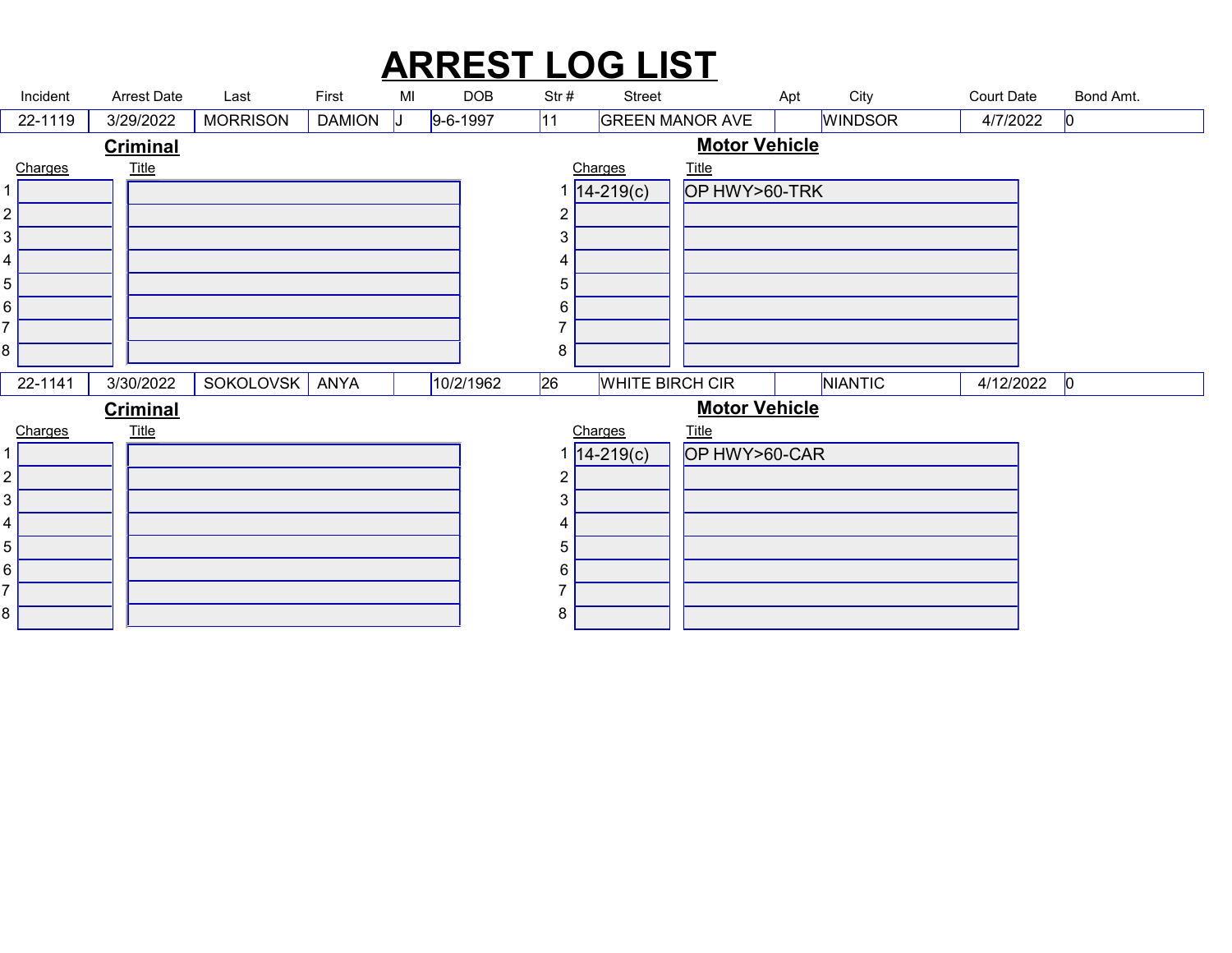# ARREST LOG LIST

| Incident | Arrest Date | Last | First | MI | DOB | Str # | Street | Apt | City | Court Date | Bond Amt. |
|---|---|---|---|---|---|---|---|---|---|---|---|
| 22-1119 | 3/29/2022 | MORRISON | DAMION | J | 9-6-1997 | 11 | GREEN MANOR AVE | | WINDSOR | 4/7/2022 | 0 |

**Criminal**

| | Charges | Title |
|---|---|---|
| 1 | | |
| 2 | | |
| 3 | | |
| 4 | | |
| 5 | | |
| 6 | | |
| 7 | | |
| 8 | | |

**Motor Vehicle**

| | Charges | Title |
|---|---|---|
| 1 | 14-219(c) | OP HWY>60-TRK |
| 2 | | |
| 3 | | |
| 4 | | |
| 5 | | |
| 6 | | |
| 7 | | |
| 8 | | |

| Incident | Arrest Date | Last | First | MI | DOB | Str # | Street | Apt | City | Court Date | Bond Amt. |
|---|---|---|---|---|---|---|---|---|---|---|---|
| 22-1141 | 3/30/2022 | SOKOLOVSK | ANYA | | 10/2/1962 | 26 | WHITE BIRCH CIR | | NIANTIC | 4/12/2022 | 0 |

**Criminal**

| | Charges | Title |
|---|---|---|
| 1 | | |
| 2 | | |
| 3 | | |
| 4 | | |
| 5 | | |
| 6 | | |
| 7 | | |
| 8 | | |

**Motor Vehicle**

| | Charges | Title |
|---|---|---|
| 1 | 14-219(c) | OP HWY>60-CAR |
| 2 | | |
| 3 | | |
| 4 | | |
| 5 | | |
| 6 | | |
| 7 | | |
| 8 | | |